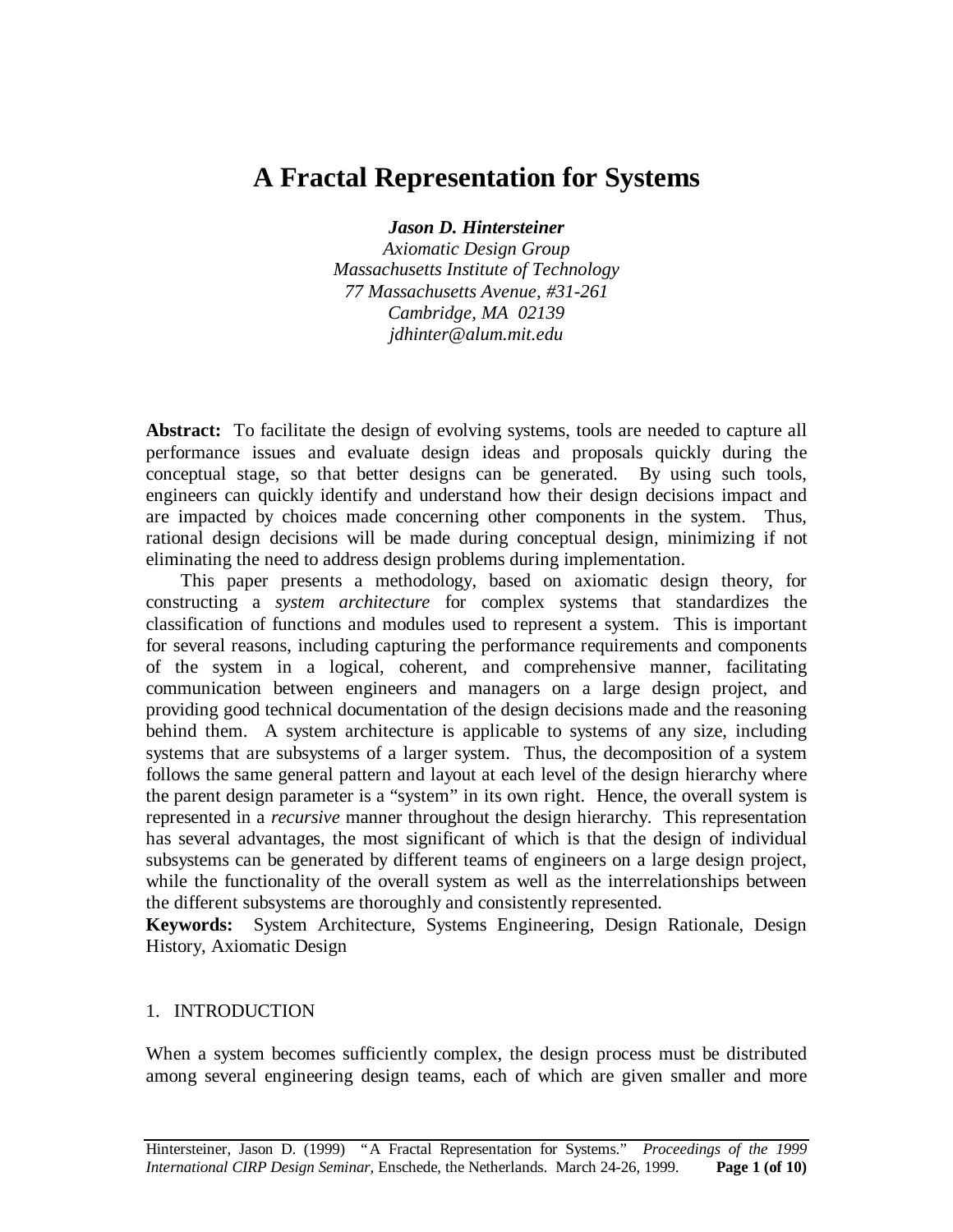# A Fractal Representation for Systems

***Jason D. Hintersteiner***
*Axiomatic Design Group*
*Massachusetts Institute of Technology*
*77 Massachusetts Avenue, #31-261*
*Cambridge, MA 02139*
*jdhinter@alum.mit.edu*

**Abstract:** To facilitate the design of evolving systems, tools are needed to capture all performance issues and evaluate design ideas and proposals quickly during the conceptual stage, so that better designs can be generated. By using such tools, engineers can quickly identify and understand how their design decisions impact and are impacted by choices made concerning other components in the system. Thus, rational design decisions will be made during conceptual design, minimizing if not eliminating the need to address design problems during implementation.

This paper presents a methodology, based on axiomatic design theory, for constructing a *system architecture* for complex systems that standardizes the classification of functions and modules used to represent a system. This is important for several reasons, including capturing the performance requirements and components of the system in a logical, coherent, and comprehensive manner, facilitating communication between engineers and managers on a large design project, and providing good technical documentation of the design decisions made and the reasoning behind them. A system architecture is applicable to systems of any size, including systems that are subsystems of a larger system. Thus, the decomposition of a system follows the same general pattern and layout at each level of the design hierarchy where the parent design parameter is a "system" in its own right. Hence, the overall system is represented in a *recursive* manner throughout the design hierarchy. This representation has several advantages, the most significant of which is that the design of individual subsystems can be generated by different teams of engineers on a large design project, while the functionality of the overall system as well as the interrelationships between the different subsystems are thoroughly and consistently represented.

**Keywords:** System Architecture, Systems Engineering, Design Rationale, Design History, Axiomatic Design

## 1. INTRODUCTION

When a system becomes sufficiently complex, the design process must be distributed among several engineering design teams, each of which are given smaller and more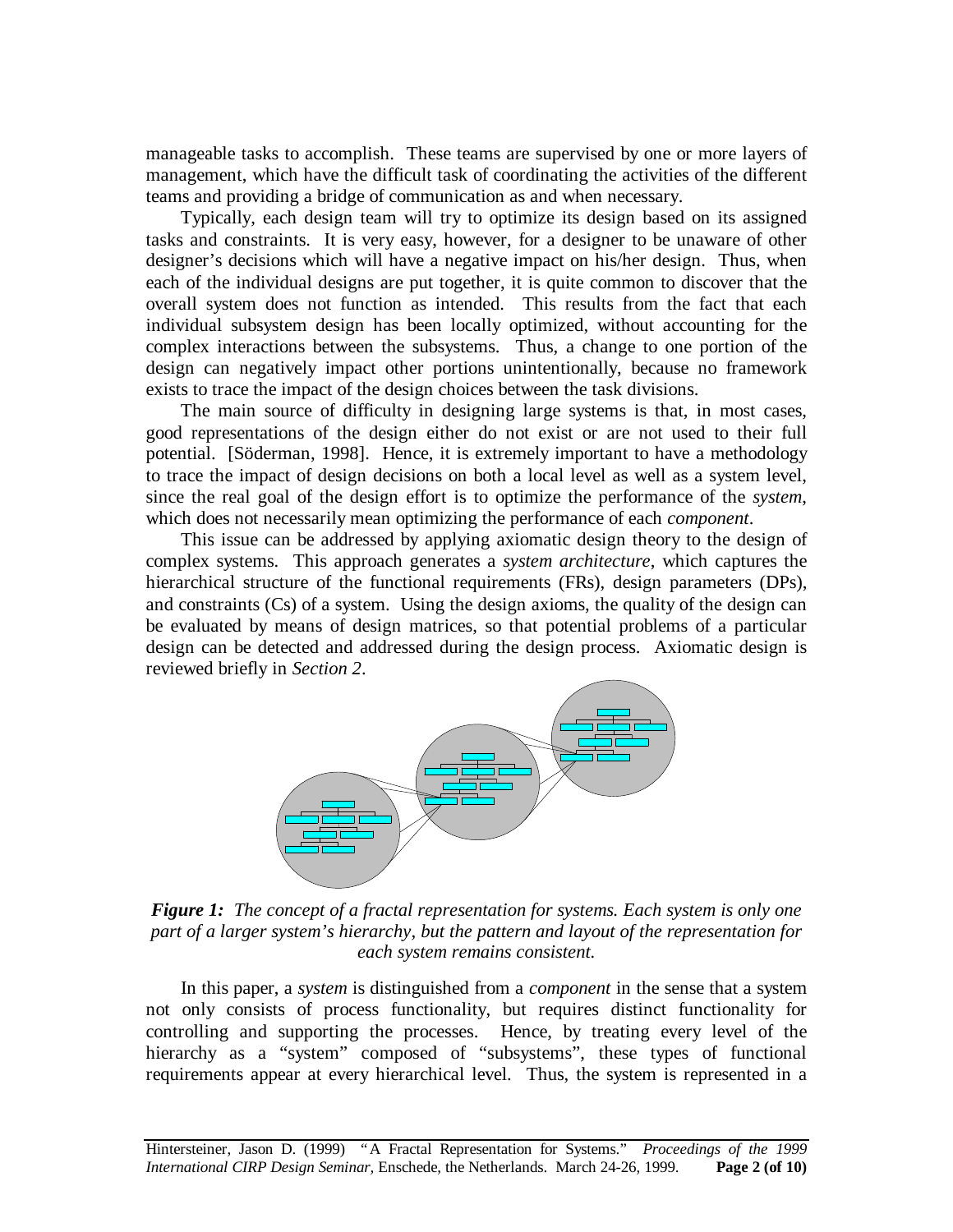manageable tasks to accomplish. These teams are supervised by one or more layers of management, which have the difficult task of coordinating the activities of the different teams and providing a bridge of communication as and when necessary.

Typically, each design team will try to optimize its design based on its assigned tasks and constraints. It is very easy, however, for a designer to be unaware of other designer's decisions which will have a negative impact on his/her design. Thus, when each of the individual designs are put together, it is quite common to discover that the overall system does not function as intended. This results from the fact that each individual subsystem design has been locally optimized, without accounting for the complex interactions between the subsystems. Thus, a change to one portion of the design can negatively impact other portions unintentionally, because no framework exists to trace the impact of the design choices between the task divisions.

The main source of difficulty in designing large systems is that, in most cases, good representations of the design either do not exist or are not used to their full potential. [Söderman, 1998]. Hence, it is extremely important to have a methodology to trace the impact of design decisions on both a local level as well as a system level, since the real goal of the design effort is to optimize the performance of the *system*, which does not necessarily mean optimizing the performance of each *component*.

This issue can be addressed by applying axiomatic design theory to the design of complex systems. This approach generates a *system architecture*, which captures the hierarchical structure of the functional requirements (FRs), design parameters (DPs), and constraints (Cs) of a system. Using the design axioms, the quality of the design can be evaluated by means of design matrices, so that potential problems of a particular design can be detected and addressed during the design process. Axiomatic design is reviewed briefly in *Section 2*.

***Figure 1:*** *The concept of a fractal representation for systems. Each system is only one part of a larger system's hierarchy, but the pattern and layout of the representation for each system remains consistent.*

In this paper, a *system* is distinguished from a *component* in the sense that a system not only consists of process functionality, but requires distinct functionality for controlling and supporting the processes. Hence, by treating every level of the hierarchy as a "system" composed of "subsystems", these types of functional requirements appear at every hierarchical level. Thus, the system is represented in a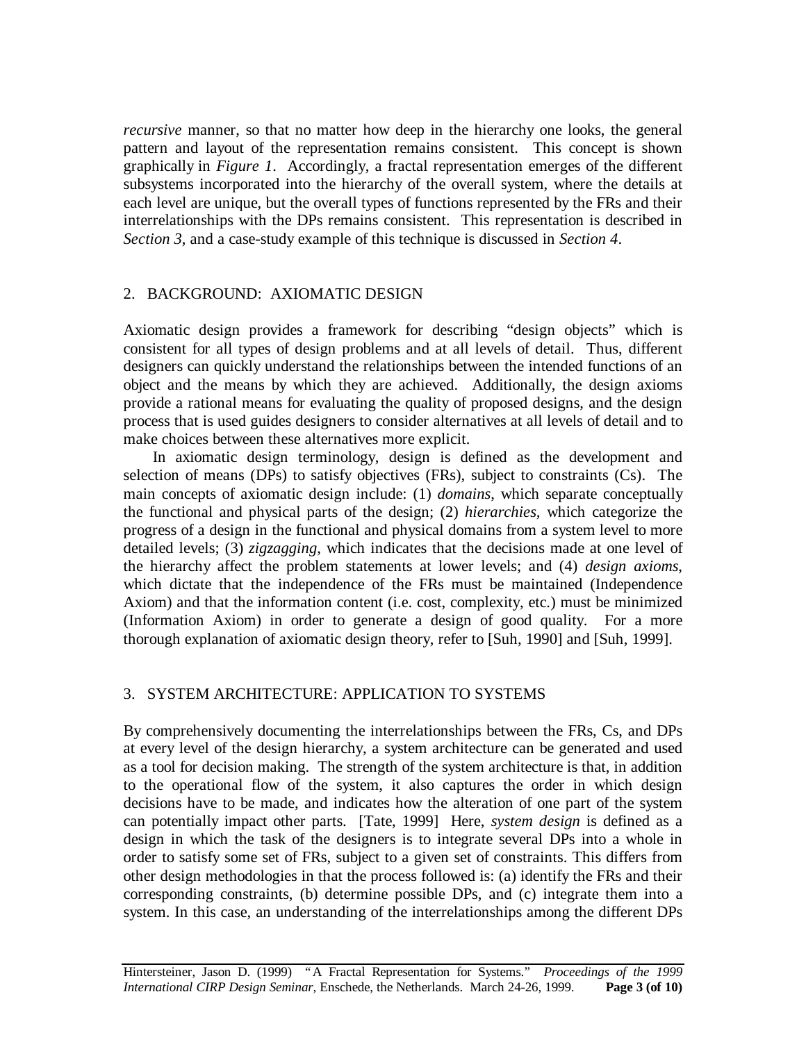*recursive* manner, so that no matter how deep in the hierarchy one looks, the general pattern and layout of the representation remains consistent. This concept is shown graphically in *Figure 1*. Accordingly, a fractal representation emerges of the different subsystems incorporated into the hierarchy of the overall system, where the details at each level are unique, but the overall types of functions represented by the FRs and their interrelationships with the DPs remains consistent. This representation is described in *Section 3*, and a case-study example of this technique is discussed in *Section 4*.

## 2. BACKGROUND: AXIOMATIC DESIGN

Axiomatic design provides a framework for describing "design objects" which is consistent for all types of design problems and at all levels of detail. Thus, different designers can quickly understand the relationships between the intended functions of an object and the means by which they are achieved. Additionally, the design axioms provide a rational means for evaluating the quality of proposed designs, and the design process that is used guides designers to consider alternatives at all levels of detail and to make choices between these alternatives more explicit.

In axiomatic design terminology, design is defined as the development and selection of means (DPs) to satisfy objectives (FRs), subject to constraints (Cs). The main concepts of axiomatic design include: (1) *domains*, which separate conceptually the functional and physical parts of the design; (2) *hierarchies*, which categorize the progress of a design in the functional and physical domains from a system level to more detailed levels; (3) *zigzagging*, which indicates that the decisions made at one level of the hierarchy affect the problem statements at lower levels; and (4) *design axioms*, which dictate that the independence of the FRs must be maintained (Independence Axiom) and that the information content (i.e. cost, complexity, etc.) must be minimized (Information Axiom) in order to generate a design of good quality. For a more thorough explanation of axiomatic design theory, refer to [Suh, 1990] and [Suh, 1999].

## 3. SYSTEM ARCHITECTURE: APPLICATION TO SYSTEMS

By comprehensively documenting the interrelationships between the FRs, Cs, and DPs at every level of the design hierarchy, a system architecture can be generated and used as a tool for decision making. The strength of the system architecture is that, in addition to the operational flow of the system, it also captures the order in which design decisions have to be made, and indicates how the alteration of one part of the system can potentially impact other parts. [Tate, 1999] Here, *system design* is defined as a design in which the task of the designers is to integrate several DPs into a whole in order to satisfy some set of FRs, subject to a given set of constraints. This differs from other design methodologies in that the process followed is: (a) identify the FRs and their corresponding constraints, (b) determine possible DPs, and (c) integrate them into a system. In this case, an understanding of the interrelationships among the different DPs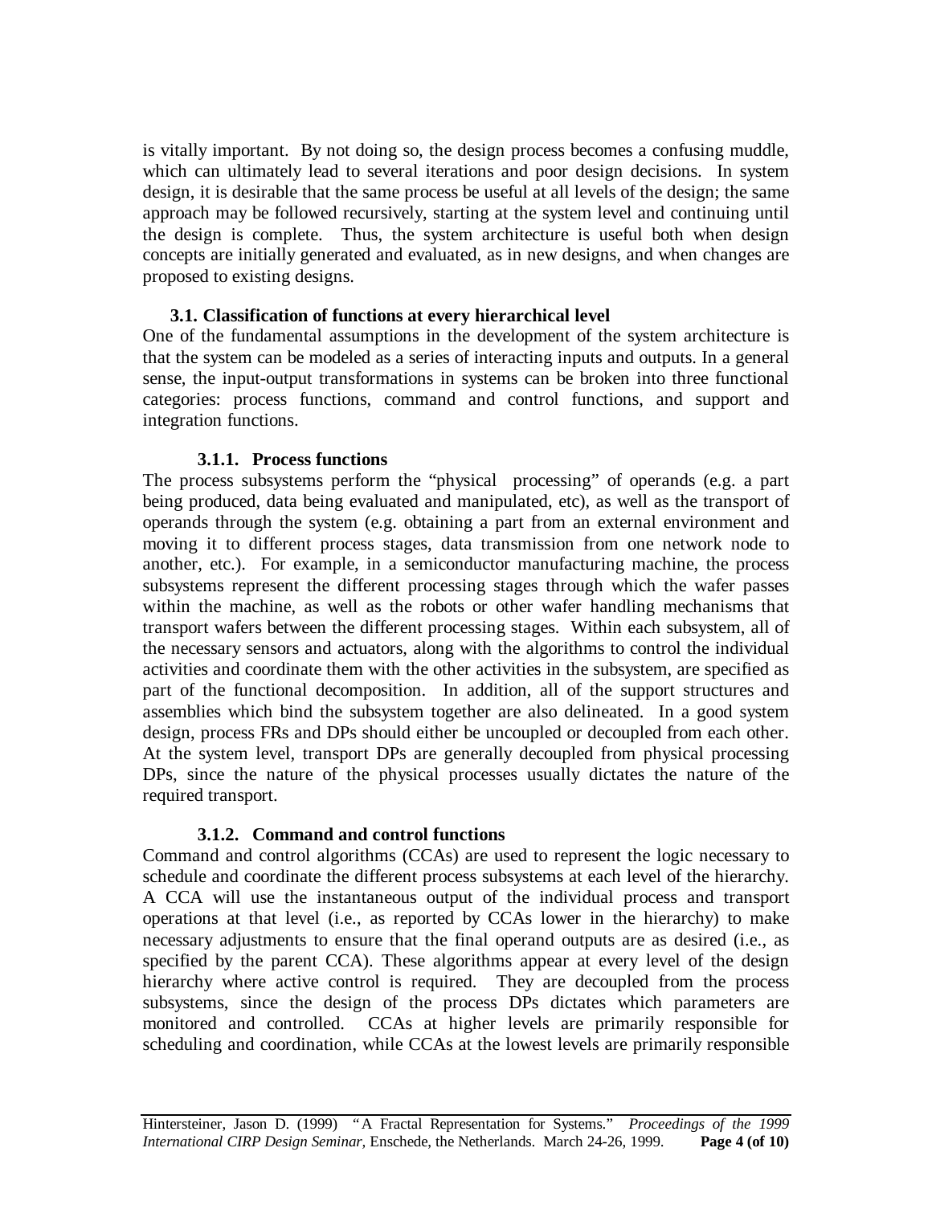is vitally important. By not doing so, the design process becomes a confusing muddle, which can ultimately lead to several iterations and poor design decisions. In system design, it is desirable that the same process be useful at all levels of the design; the same approach may be followed recursively, starting at the system level and continuing until the design is complete. Thus, the system architecture is useful both when design concepts are initially generated and evaluated, as in new designs, and when changes are proposed to existing designs.

### 3.1. Classification of functions at every hierarchical level

One of the fundamental assumptions in the development of the system architecture is that the system can be modeled as a series of interacting inputs and outputs. In a general sense, the input-output transformations in systems can be broken into three functional categories: process functions, command and control functions, and support and integration functions.

#### 3.1.1. Process functions

The process subsystems perform the "physical processing" of operands (e.g. a part being produced, data being evaluated and manipulated, etc), as well as the transport of operands through the system (e.g. obtaining a part from an external environment and moving it to different process stages, data transmission from one network node to another, etc.). For example, in a semiconductor manufacturing machine, the process subsystems represent the different processing stages through which the wafer passes within the machine, as well as the robots or other wafer handling mechanisms that transport wafers between the different processing stages. Within each subsystem, all of the necessary sensors and actuators, along with the algorithms to control the individual activities and coordinate them with the other activities in the subsystem, are specified as part of the functional decomposition. In addition, all of the support structures and assemblies which bind the subsystem together are also delineated. In a good system design, process FRs and DPs should either be uncoupled or decoupled from each other. At the system level, transport DPs are generally decoupled from physical processing DPs, since the nature of the physical processes usually dictates the nature of the required transport.

#### 3.1.2. Command and control functions

Command and control algorithms (CCAs) are used to represent the logic necessary to schedule and coordinate the different process subsystems at each level of the hierarchy. A CCA will use the instantaneous output of the individual process and transport operations at that level (i.e., as reported by CCAs lower in the hierarchy) to make necessary adjustments to ensure that the final operand outputs are as desired (i.e., as specified by the parent CCA). These algorithms appear at every level of the design hierarchy where active control is required. They are decoupled from the process subsystems, since the design of the process DPs dictates which parameters are monitored and controlled. CCAs at higher levels are primarily responsible for scheduling and coordination, while CCAs at the lowest levels are primarily responsible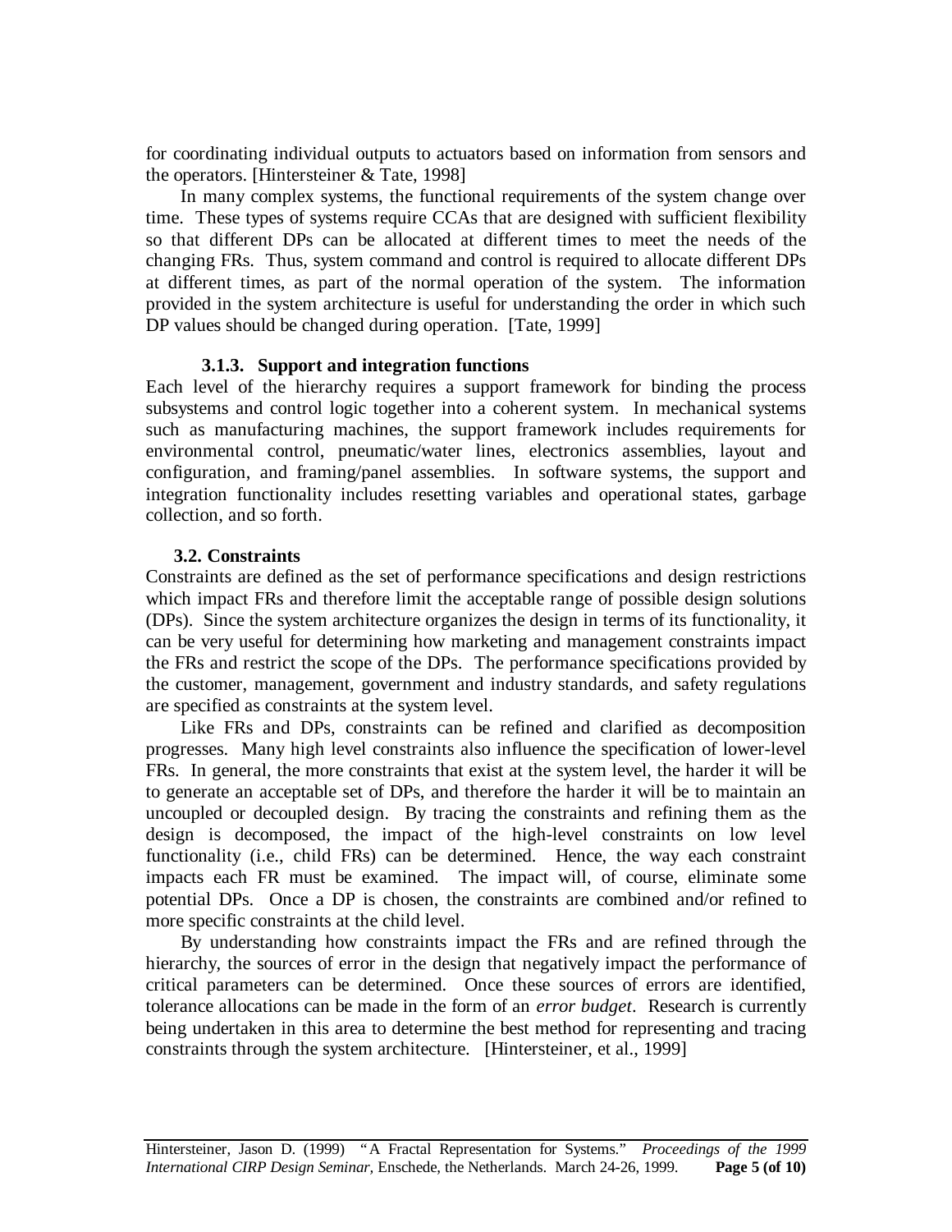for coordinating individual outputs to actuators based on information from sensors and the operators. [Hintersteiner & Tate, 1998]

In many complex systems, the functional requirements of the system change over time. These types of systems require CCAs that are designed with sufficient flexibility so that different DPs can be allocated at different times to meet the needs of the changing FRs. Thus, system command and control is required to allocate different DPs at different times, as part of the normal operation of the system. The information provided in the system architecture is useful for understanding the order in which such DP values should be changed during operation. [Tate, 1999]

#### 3.1.3. Support and integration functions

Each level of the hierarchy requires a support framework for binding the process subsystems and control logic together into a coherent system. In mechanical systems such as manufacturing machines, the support framework includes requirements for environmental control, pneumatic/water lines, electronics assemblies, layout and configuration, and framing/panel assemblies. In software systems, the support and integration functionality includes resetting variables and operational states, garbage collection, and so forth.

### 3.2. Constraints

Constraints are defined as the set of performance specifications and design restrictions which impact FRs and therefore limit the acceptable range of possible design solutions (DPs). Since the system architecture organizes the design in terms of its functionality, it can be very useful for determining how marketing and management constraints impact the FRs and restrict the scope of the DPs. The performance specifications provided by the customer, management, government and industry standards, and safety regulations are specified as constraints at the system level.

Like FRs and DPs, constraints can be refined and clarified as decomposition progresses. Many high level constraints also influence the specification of lower-level FRs. In general, the more constraints that exist at the system level, the harder it will be to generate an acceptable set of DPs, and therefore the harder it will be to maintain an uncoupled or decoupled design. By tracing the constraints and refining them as the design is decomposed, the impact of the high-level constraints on low level functionality (i.e., child FRs) can be determined. Hence, the way each constraint impacts each FR must be examined. The impact will, of course, eliminate some potential DPs. Once a DP is chosen, the constraints are combined and/or refined to more specific constraints at the child level.

By understanding how constraints impact the FRs and are refined through the hierarchy, the sources of error in the design that negatively impact the performance of critical parameters can be determined. Once these sources of errors are identified, tolerance allocations can be made in the form of an *error budget*. Research is currently being undertaken in this area to determine the best method for representing and tracing constraints through the system architecture. [Hintersteiner, et al., 1999]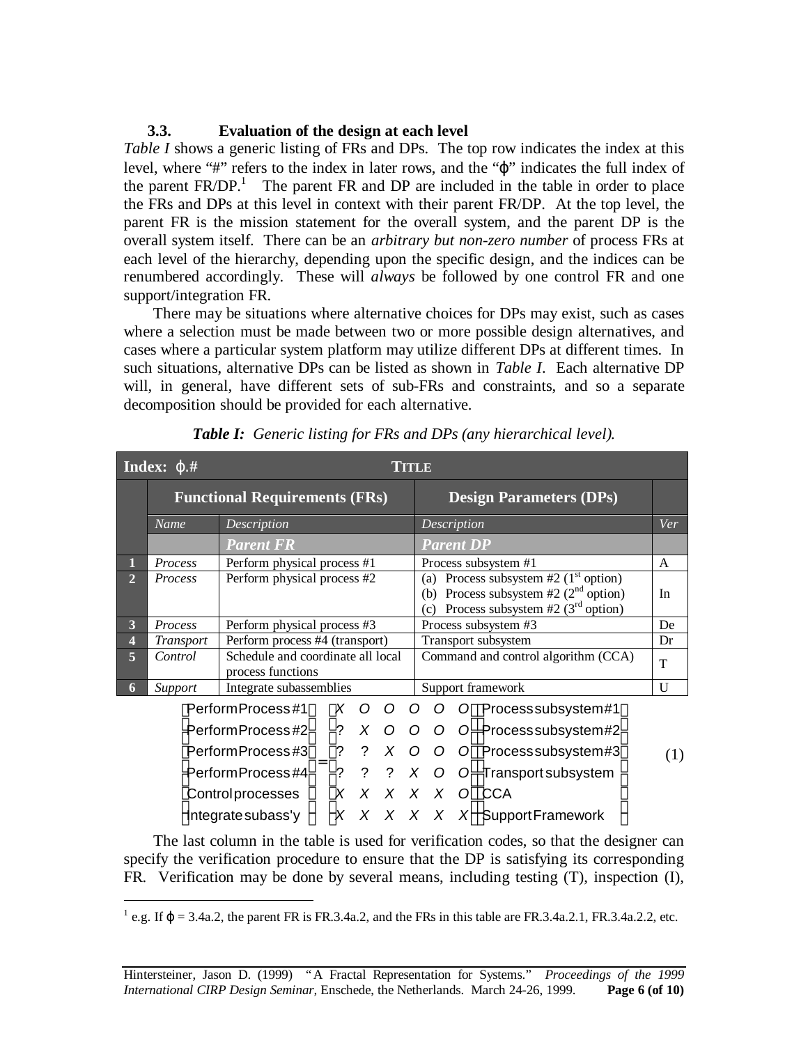### 3.3. Evaluation of the design at each level

*Table I* shows a generic listing of FRs and DPs. The top row indicates the index at this level, where "#" refers to the index in later rows, and the "$\varphi$" indicates the full index of the parent FR/DP.[1] The parent FR and DP are included in the table in order to place the FRs and DPs at this level in context with their parent FR/DP. At the top level, the parent FR is the mission statement for the overall system, and the parent DP is the overall system itself. There can be an *arbitrary but non-zero number* of process FRs at each level of the hierarchy, depending upon the specific design, and the indices can be renumbered accordingly. These will *always* be followed by one control FR and one support/integration FR.

There may be situations where alternative choices for DPs may exist, such as cases where a selection must be made between two or more possible design alternatives, and cases where a particular system platform may utilize different DPs at different times. In such situations, alternative DPs can be listed as shown in *Table I*. Each alternative DP will, in general, have different sets of sub-FRs and constraints, and so a separate decomposition should be provided for each alternative.

***Table I:** Generic listing for FRs and DPs (any hierarchical level).*

| **Index: $\varphi$.#** | **TITLE** | | | |
|---|---|---|---|---|
| | **Functional Requirements (FRs)** | | **Design Parameters (DPs)** | |
| | *Name* | *Description* | *Description* | *Ver* |
| | | ***Parent FR*** | ***Parent DP*** | |
| **1** | *Process* | Perform physical process #1 | Process subsystem #1 | A |
| **2** | *Process* | Perform physical process #2 | (a) Process subsystem #2 (1st option)<br>(b) Process subsystem #2 (2nd option)<br>(c) Process subsystem #2 (3rd option) | In |
| **3** | *Process* | Perform physical process #3 | Process subsystem #3 | De |
| **4** | *Transport* | Perform process #4 (transport) | Transport subsystem | Dr |
| **5** | *Control* | Schedule and coordinate all local process functions | Command and control algorithm (CCA) | T |
| **6** | *Support* | Integrate subassemblies | Support framework | U |

$$
\begin{Bmatrix} \text{Perform Process \#1} \\ \text{Perform Process \#2} \\ \text{Perform Process \#3} \\ \text{Perform Process \#4} \\ \text{Control processes} \\ \text{Integrate subass'y} \end{Bmatrix} = \begin{bmatrix} X & O & O & O & O & O \\ ? & X & O & O & O & O \\ ? & ? & X & O & O & O \\ ? & ? & ? & X & O & O \\ X & X & X & X & X & O \\ X & X & X & X & X & X \end{bmatrix} \begin{Bmatrix} \text{Process subsystem \#1} \\ \text{Process subsystem \#2} \\ \text{Process subsystem \#3} \\ \text{Transport subsystem} \\ \text{CCA} \\ \text{Support Framework} \end{Bmatrix} \tag{1}
$$

The last column in the table is used for verification codes, so that the designer can specify the verification procedure to ensure that the DP is satisfying its corresponding FR. Verification may be done by several means, including testing (T), inspection (I),

---

[1] e.g. If $\varphi$ = 3.4a.2, the parent FR is FR.3.4a.2, and the FRs in this table are FR.3.4a.2.1, FR.3.4a.2.2, etc.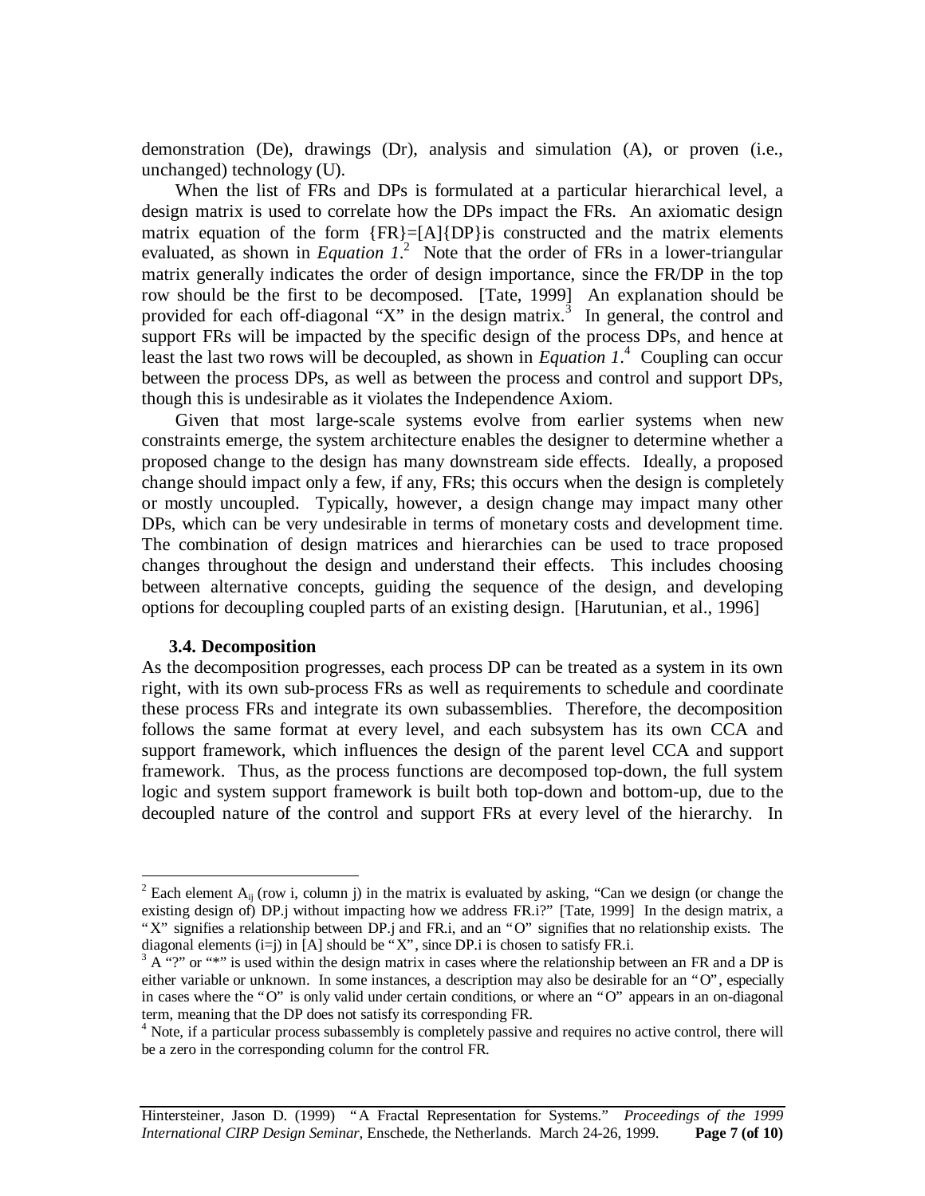demonstration (De), drawings (Dr), analysis and simulation (A), or proven (i.e., unchanged) technology (U).

When the list of FRs and DPs is formulated at a particular hierarchical level, a design matrix is used to correlate how the DPs impact the FRs. An axiomatic design matrix equation of the form {FR}=[A]{DP}is constructed and the matrix elements evaluated, as shown in *Equation 1*.[2] Note that the order of FRs in a lower-triangular matrix generally indicates the order of design importance, since the FR/DP in the top row should be the first to be decomposed. [Tate, 1999] An explanation should be provided for each off-diagonal "X" in the design matrix.[3] In general, the control and support FRs will be impacted by the specific design of the process DPs, and hence at least the last two rows will be decoupled, as shown in *Equation 1*.[4] Coupling can occur between the process DPs, as well as between the process and control and support DPs, though this is undesirable as it violates the Independence Axiom.

Given that most large-scale systems evolve from earlier systems when new constraints emerge, the system architecture enables the designer to determine whether a proposed change to the design has many downstream side effects. Ideally, a proposed change should impact only a few, if any, FRs; this occurs when the design is completely or mostly uncoupled. Typically, however, a design change may impact many other DPs, which can be very undesirable in terms of monetary costs and development time. The combination of design matrices and hierarchies can be used to trace proposed changes throughout the design and understand their effects. This includes choosing between alternative concepts, guiding the sequence of the design, and developing options for decoupling coupled parts of an existing design. [Harutunian, et al., 1996]

### 3.4. Decomposition

As the decomposition progresses, each process DP can be treated as a system in its own right, with its own sub-process FRs as well as requirements to schedule and coordinate these process FRs and integrate its own subassemblies. Therefore, the decomposition follows the same format at every level, and each subsystem has its own CCA and support framework, which influences the design of the parent level CCA and support framework. Thus, as the process functions are decomposed top-down, the full system logic and system support framework is built both top-down and bottom-up, due to the decoupled nature of the control and support FRs at every level of the hierarchy. In

---

[2] Each element $A_{ij}$ (row i, column j) in the matrix is evaluated by asking, "Can we design (or change the existing design of) DP.j without impacting how we address FR.i?" [Tate, 1999] In the design matrix, a "X" signifies a relationship between DP.j and FR.i, and an "O" signifies that no relationship exists. The diagonal elements (i=j) in [A] should be "X", since DP.i is chosen to satisfy FR.i.

[3] A "?" or "*" is used within the design matrix in cases where the relationship between an FR and a DP is either variable or unknown. In some instances, a description may also be desirable for an "O", especially in cases where the "O" is only valid under certain conditions, or where an "O" appears in an on-diagonal term, meaning that the DP does not satisfy its corresponding FR.

[4] Note, if a particular process subassembly is completely passive and requires no active control, there will be a zero in the corresponding column for the control FR.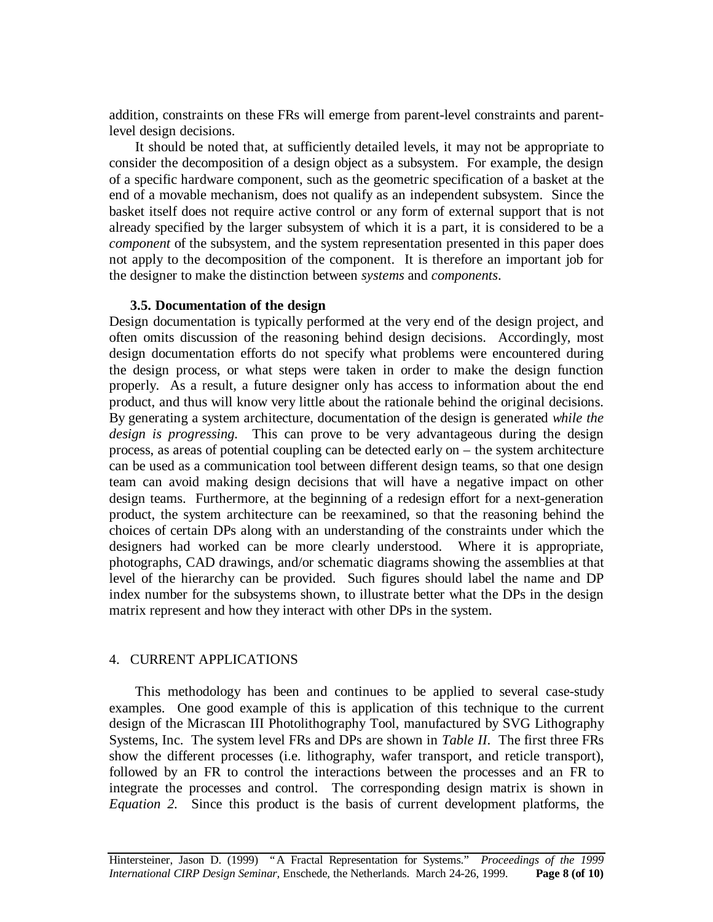addition, constraints on these FRs will emerge from parent-level constraints and parent-level design decisions.

It should be noted that, at sufficiently detailed levels, it may not be appropriate to consider the decomposition of a design object as a subsystem. For example, the design of a specific hardware component, such as the geometric specification of a basket at the end of a movable mechanism, does not qualify as an independent subsystem. Since the basket itself does not require active control or any form of external support that is not already specified by the larger subsystem of which it is a part, it is considered to be a *component* of the subsystem, and the system representation presented in this paper does not apply to the decomposition of the component. It is therefore an important job for the designer to make the distinction between *systems* and *components*.

### 3.5. Documentation of the design

Design documentation is typically performed at the very end of the design project, and often omits discussion of the reasoning behind design decisions. Accordingly, most design documentation efforts do not specify what problems were encountered during the design process, or what steps were taken in order to make the design function properly. As a result, a future designer only has access to information about the end product, and thus will know very little about the rationale behind the original decisions. By generating a system architecture, documentation of the design is generated *while the design is progressing*. This can prove to be very advantageous during the design process, as areas of potential coupling can be detected early on – the system architecture can be used as a communication tool between different design teams, so that one design team can avoid making design decisions that will have a negative impact on other design teams. Furthermore, at the beginning of a redesign effort for a next-generation product, the system architecture can be reexamined, so that the reasoning behind the choices of certain DPs along with an understanding of the constraints under which the designers had worked can be more clearly understood. Where it is appropriate, photographs, CAD drawings, and/or schematic diagrams showing the assemblies at that level of the hierarchy can be provided. Such figures should label the name and DP index number for the subsystems shown, to illustrate better what the DPs in the design matrix represent and how they interact with other DPs in the system.

## 4. CURRENT APPLICATIONS

This methodology has been and continues to be applied to several case-study examples. One good example of this is application of this technique to the current design of the Micrascan III Photolithography Tool, manufactured by SVG Lithography Systems, Inc. The system level FRs and DPs are shown in *Table II*. The first three FRs show the different processes (i.e. lithography, wafer transport, and reticle transport), followed by an FR to control the interactions between the processes and an FR to integrate the processes and control. The corresponding design matrix is shown in *Equation 2*. Since this product is the basis of current development platforms, the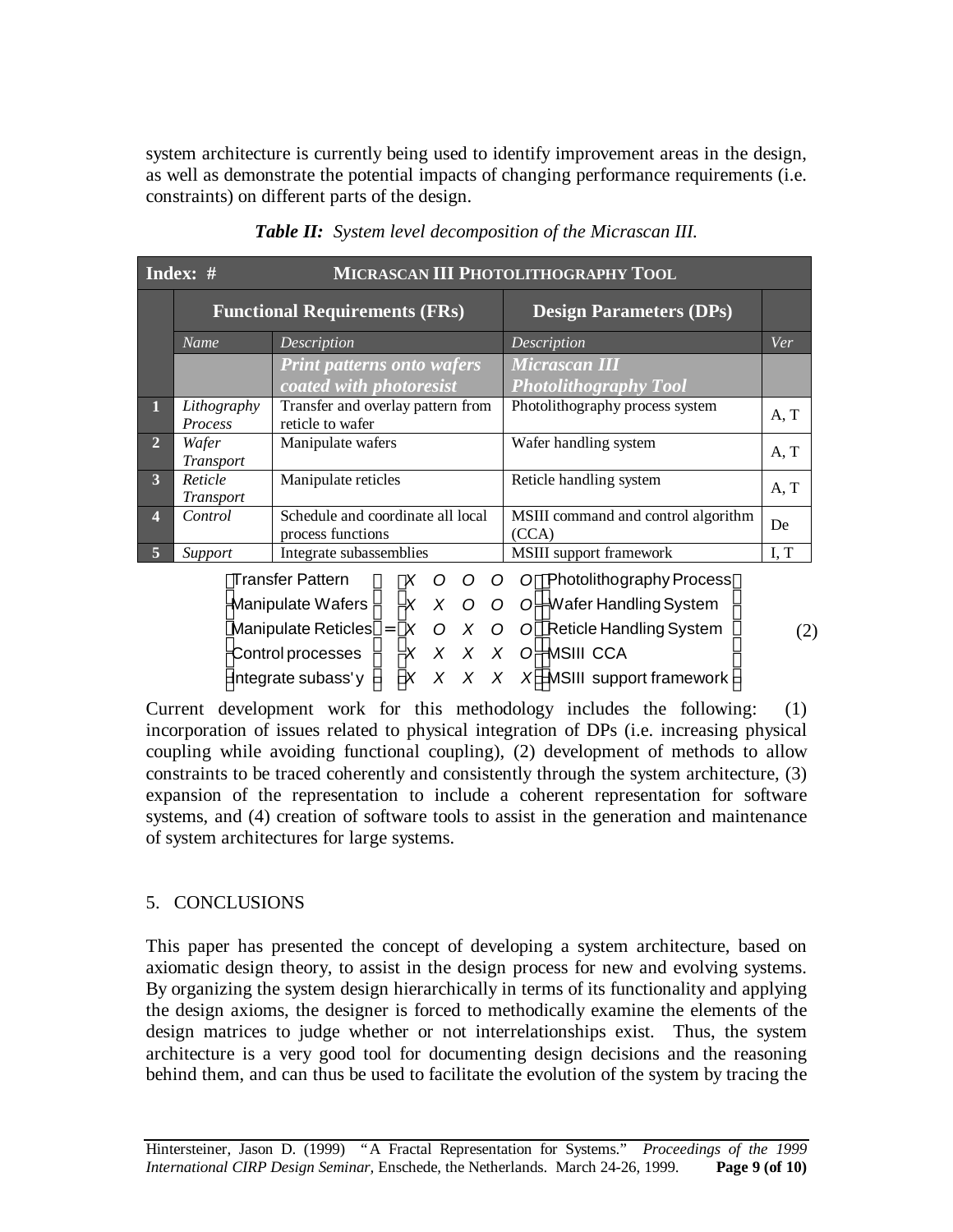system architecture is currently being used to identify improvement areas in the design, as well as demonstrate the potential impacts of changing performance requirements (i.e. constraints) on different parts of the design.

***Table II:** System level decomposition of the Micrascan III.*

| Index: # | MICRASCAN III PHOTOLITHOGRAPHY TOOL | | | |
|---|---|---|---|---|
| | **Functional Requirements (FRs)** | | **Design Parameters (DPs)** | |
| | *Name* | *Description* | *Description* | *Ver* |
| | | ***Print patterns onto wafers coated with photoresist*** | ***Micrascan III Photolithography Tool*** | |
| **1** | *Lithography Process* | Transfer and overlay pattern from reticle to wafer | Photolithography process system | A, T |
| **2** | *Wafer Transport* | Manipulate wafers | Wafer handling system | A, T |
| **3** | *Reticle Transport* | Manipulate reticles | Reticle handling system | A, T |
| **4** | *Control* | Schedule and coordinate all local process functions | MSIII command and control algorithm (CCA) | De |
| **5** | *Support* | Integrate subassemblies | MSIII support framework | I, T |

$$\begin{Bmatrix} \text{Transfer Pattern} \\ \text{Manipulate Wafers} \\ \text{Manipulate Reticles} \\ \text{Control processes} \\ \text{Integrate subass'y} \end{Bmatrix} = \begin{bmatrix} X & O & O & O & O \\ X & X & O & O & O \\ X & O & X & O & O \\ X & X & X & X & O \\ X & X & X & X & X \end{bmatrix} \begin{Bmatrix} \text{Photolithography Process} \\ \text{Wafer Handling System} \\ \text{Reticle Handling System} \\ \text{MSIII CCA} \\ \text{MSIII support framework} \end{Bmatrix} \tag{2}$$

Current development work for this methodology includes the following: (1) incorporation of issues related to physical integration of DPs (i.e. increasing physical coupling while avoiding functional coupling), (2) development of methods to allow constraints to be traced coherently and consistently through the system architecture, (3) expansion of the representation to include a coherent representation for software systems, and (4) creation of software tools to assist in the generation and maintenance of system architectures for large systems.

## 5. CONCLUSIONS

This paper has presented the concept of developing a system architecture, based on axiomatic design theory, to assist in the design process for new and evolving systems. By organizing the system design hierarchically in terms of its functionality and applying the design axioms, the designer is forced to methodically examine the elements of the design matrices to judge whether or not interrelationships exist. Thus, the system architecture is a very good tool for documenting design decisions and the reasoning behind them, and can thus be used to facilitate the evolution of the system by tracing the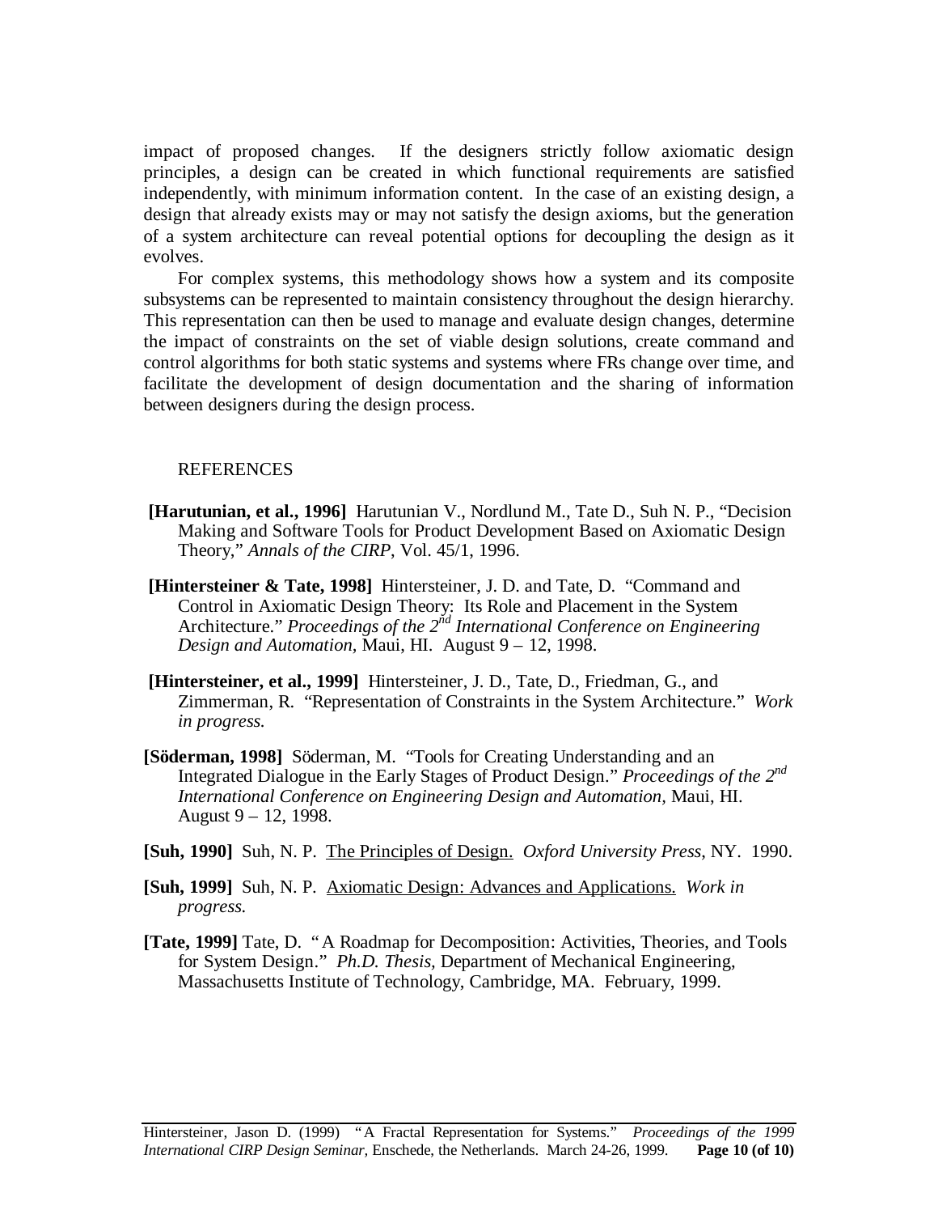impact of proposed changes. If the designers strictly follow axiomatic design principles, a design can be created in which functional requirements are satisfied independently, with minimum information content. In the case of an existing design, a design that already exists may or may not satisfy the design axioms, but the generation of a system architecture can reveal potential options for decoupling the design as it evolves.

For complex systems, this methodology shows how a system and its composite subsystems can be represented to maintain consistency throughout the design hierarchy. This representation can then be used to manage and evaluate design changes, determine the impact of constraints on the set of viable design solutions, create command and control algorithms for both static systems and systems where FRs change over time, and facilitate the development of design documentation and the sharing of information between designers during the design process.

## REFERENCES

**[Harutunian, et al., 1996]** Harutunian V., Nordlund M., Tate D., Suh N. P., "Decision Making and Software Tools for Product Development Based on Axiomatic Design Theory," *Annals of the CIRP*, Vol. 45/1, 1996.

**[Hintersteiner & Tate, 1998]** Hintersteiner, J. D. and Tate, D. "Command and Control in Axiomatic Design Theory: Its Role and Placement in the System Architecture." *Proceedings of the 2nd International Conference on Engineering Design and Automation,* Maui, HI. August 9 – 12, 1998.

**[Hintersteiner, et al., 1999]** Hintersteiner, J. D., Tate, D., Friedman, G., and Zimmerman, R. "Representation of Constraints in the System Architecture." *Work in progress.*

**[Söderman, 1998]** Söderman, M. "Tools for Creating Understanding and an Integrated Dialogue in the Early Stages of Product Design." *Proceedings of the 2nd International Conference on Engineering Design and Automation,* Maui, HI. August 9 – 12, 1998.

**[Suh, 1990]** Suh, N. P. The Principles of Design. *Oxford University Press*, NY. 1990.

**[Suh, 1999]** Suh, N. P. Axiomatic Design: Advances and Applications. *Work in progress.*

**[Tate, 1999]** Tate, D. " A Roadmap for Decomposition: Activities, Theories, and Tools for System Design." *Ph.D. Thesis,* Department of Mechanical Engineering, Massachusetts Institute of Technology, Cambridge, MA. February, 1999.